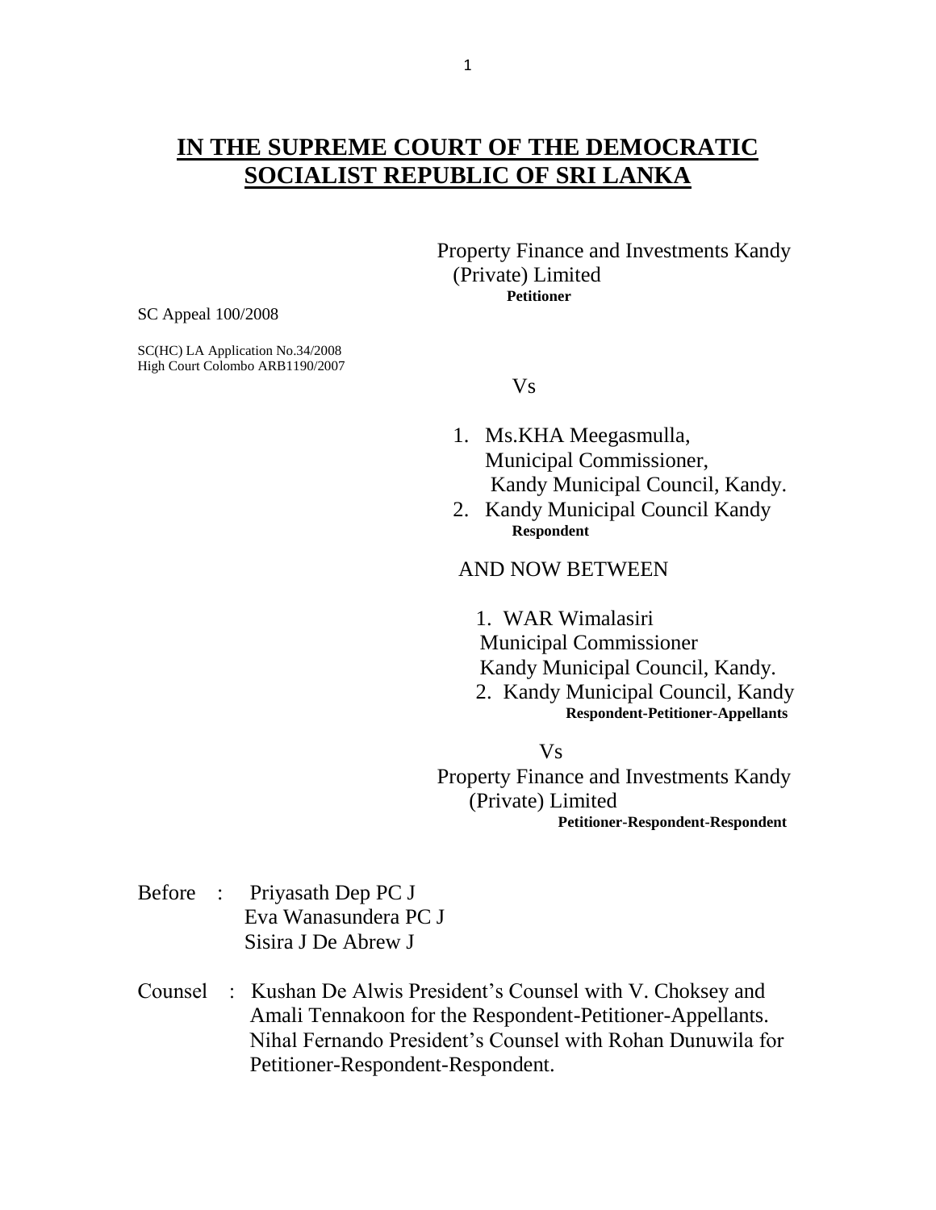# IN THE SUPREME COURT OF THE DEMOCRATIC SOCIALIST REPUBLIC OF SRI LANKA

Property Finance and Investments Kandy (Private) Limited
**Petitioner**

SC Appeal 100/2008

SC(HC) LA Application No.34/2008
High Court Colombo ARB1190/2007

Vs

1. Ms.KHA Meegasmulla, Municipal Commissioner, Kandy Municipal Council, Kandy.
2. Kandy Municipal Council Kandy
**Respondent**

AND NOW BETWEEN

1. WAR Wimalasiri Municipal Commissioner Kandy Municipal Council, Kandy.
2. Kandy Municipal Council, Kandy
**Respondent-Petitioner-Appellants**

Vs

Property Finance and Investments Kandy (Private) Limited
**Petitioner-Respondent-Respondent**

Before : Priyasath Dep PC J
Eva Wanasundera PC J
Sisira J De Abrew J

Counsel : Kushan De Alwis President's Counsel with V. Choksey and Amali Tennakoon for the Respondent-Petitioner-Appellants.
Nihal Fernando President's Counsel with Rohan Dunuwila for Petitioner-Respondent-Respondent.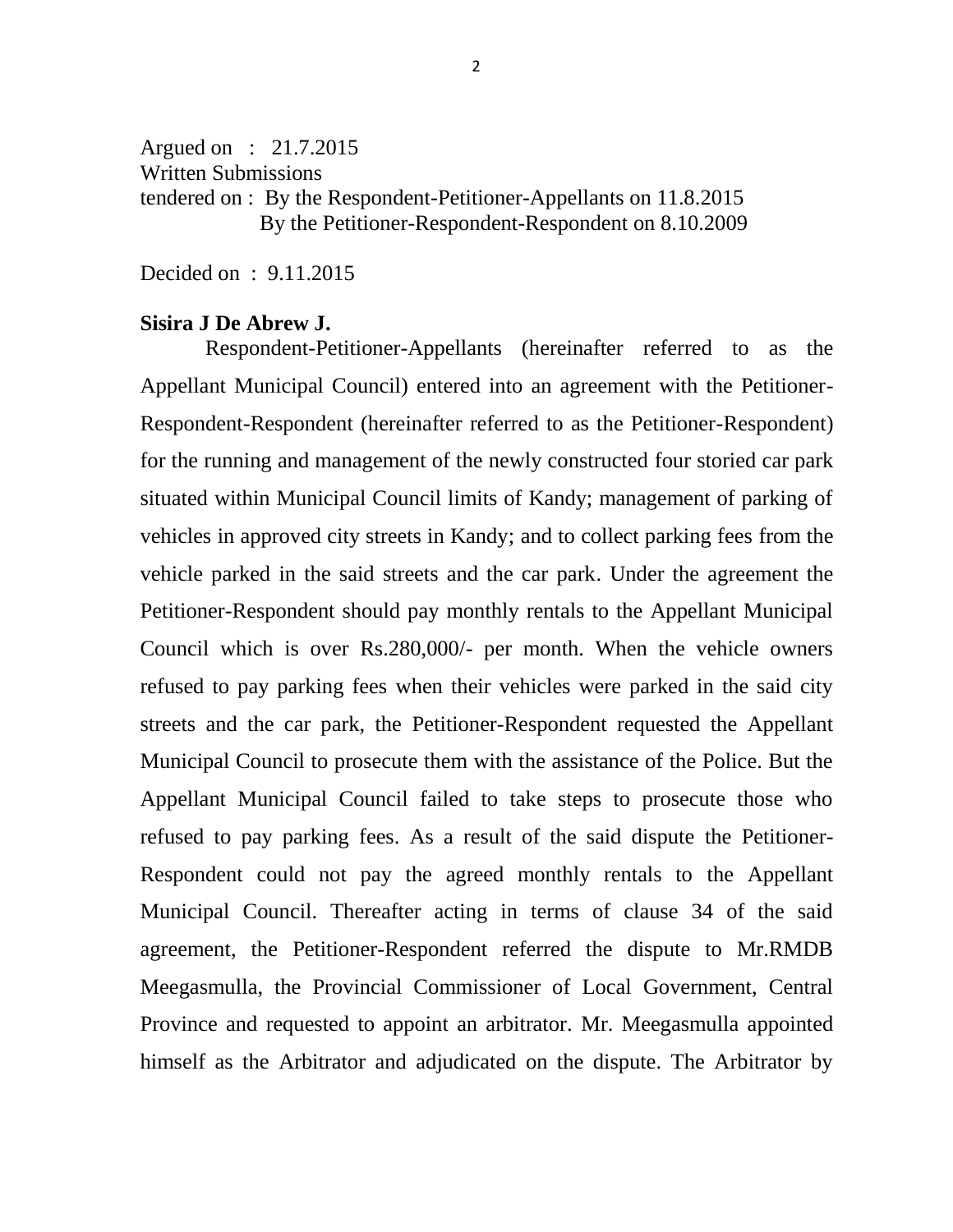Argued on : 21.7.2015
Written Submissions
tendered on : By the Respondent-Petitioner-Appellants on 11.8.2015
By the Petitioner-Respondent-Respondent on 8.10.2009

Decided on : 9.11.2015

**Sisira J De Abrew J.**

Respondent-Petitioner-Appellants (hereinafter referred to as the Appellant Municipal Council) entered into an agreement with the Petitioner-Respondent-Respondent (hereinafter referred to as the Petitioner-Respondent) for the running and management of the newly constructed four storied car park situated within Municipal Council limits of Kandy; management of parking of vehicles in approved city streets in Kandy; and to collect parking fees from the vehicle parked in the said streets and the car park. Under the agreement the Petitioner-Respondent should pay monthly rentals to the Appellant Municipal Council which is over Rs.280,000/- per month. When the vehicle owners refused to pay parking fees when their vehicles were parked in the said city streets and the car park, the Petitioner-Respondent requested the Appellant Municipal Council to prosecute them with the assistance of the Police. But the Appellant Municipal Council failed to take steps to prosecute those who refused to pay parking fees. As a result of the said dispute the Petitioner-Respondent could not pay the agreed monthly rentals to the Appellant Municipal Council. Thereafter acting in terms of clause 34 of the said agreement, the Petitioner-Respondent referred the dispute to Mr.RMDB Meegasmulla, the Provincial Commissioner of Local Government, Central Province and requested to appoint an arbitrator. Mr. Meegasmulla appointed himself as the Arbitrator and adjudicated on the dispute. The Arbitrator by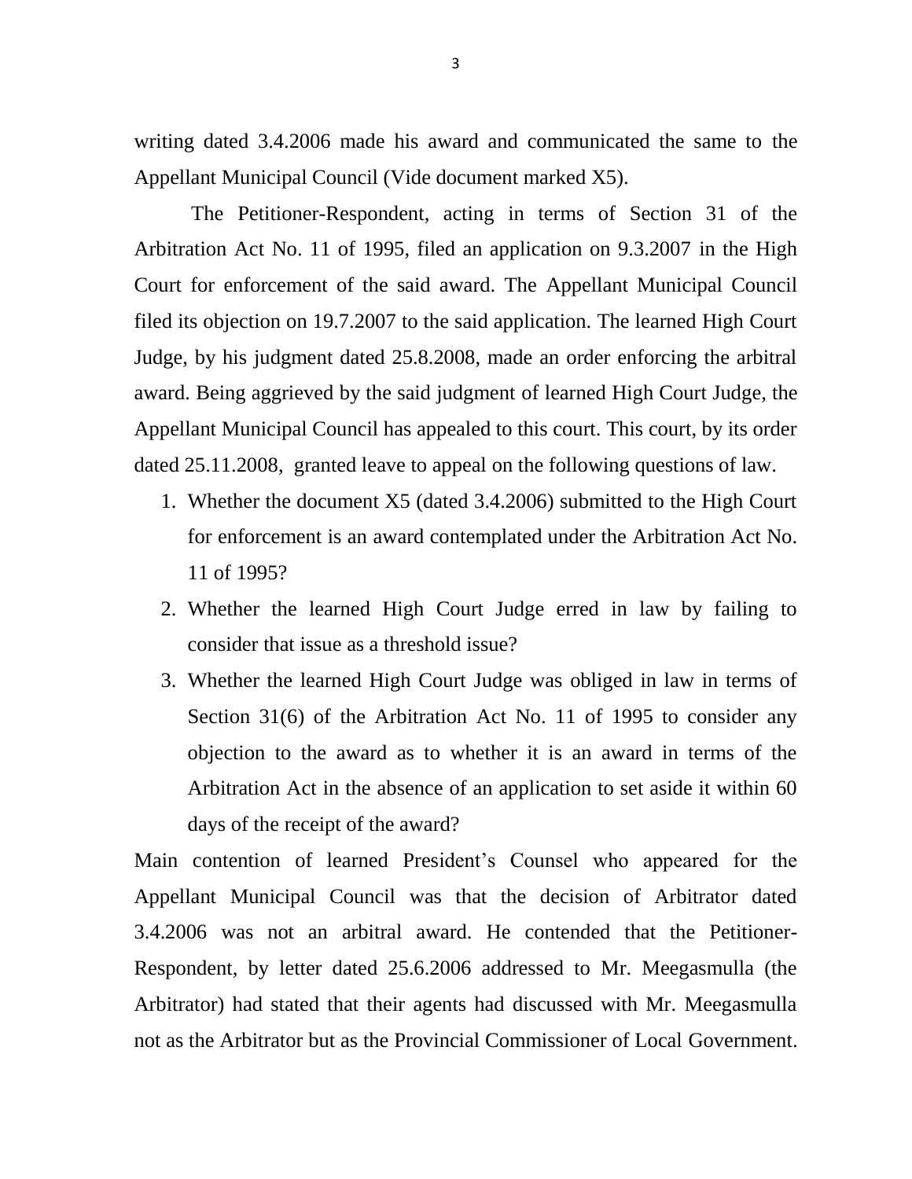writing dated 3.4.2006 made his award and communicated the same to the Appellant Municipal Council (Vide document marked X5).

The Petitioner-Respondent, acting in terms of Section 31 of the Arbitration Act No. 11 of 1995, filed an application on 9.3.2007 in the High Court for enforcement of the said award. The Appellant Municipal Council filed its objection on 19.7.2007 to the said application. The learned High Court Judge, by his judgment dated 25.8.2008, made an order enforcing the arbitral award. Being aggrieved by the said judgment of learned High Court Judge, the Appellant Municipal Council has appealed to this court. This court, by its order dated 25.11.2008, granted leave to appeal on the following questions of law.

1. Whether the document X5 (dated 3.4.2006) submitted to the High Court for enforcement is an award contemplated under the Arbitration Act No. 11 of 1995?
2. Whether the learned High Court Judge erred in law by failing to consider that issue as a threshold issue?
3. Whether the learned High Court Judge was obliged in law in terms of Section 31(6) of the Arbitration Act No. 11 of 1995 to consider any objection to the award as to whether it is an award in terms of the Arbitration Act in the absence of an application to set aside it within 60 days of the receipt of the award?

Main contention of learned President's Counsel who appeared for the Appellant Municipal Council was that the decision of Arbitrator dated 3.4.2006 was not an arbitral award. He contended that the Petitioner-Respondent, by letter dated 25.6.2006 addressed to Mr. Meegasmulla (the Arbitrator) had stated that their agents had discussed with Mr. Meegasmulla not as the Arbitrator but as the Provincial Commissioner of Local Government.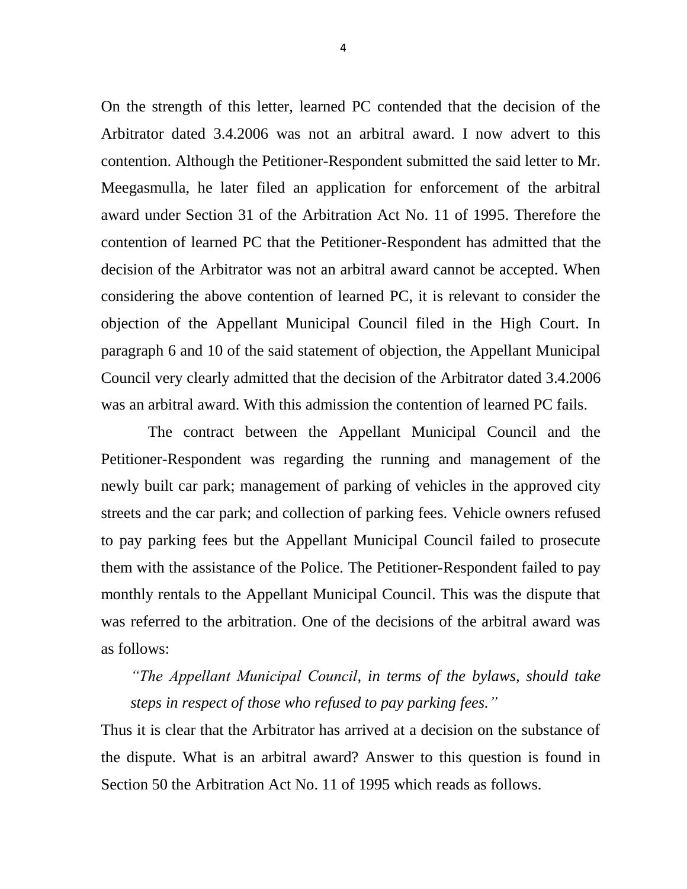On the strength of this letter, learned PC contended that the decision of the Arbitrator dated 3.4.2006 was not an arbitral award. I now advert to this contention. Although the Petitioner-Respondent submitted the said letter to Mr. Meegasmulla, he later filed an application for enforcement of the arbitral award under Section 31 of the Arbitration Act No. 11 of 1995. Therefore the contention of learned PC that the Petitioner-Respondent has admitted that the decision of the Arbitrator was not an arbitral award cannot be accepted. When considering the above contention of learned PC, it is relevant to consider the objection of the Appellant Municipal Council filed in the High Court. In paragraph 6 and 10 of the said statement of objection, the Appellant Municipal Council very clearly admitted that the decision of the Arbitrator dated 3.4.2006 was an arbitral award. With this admission the contention of learned PC fails.

The contract between the Appellant Municipal Council and the Petitioner-Respondent was regarding the running and management of the newly built car park; management of parking of vehicles in the approved city streets and the car park; and collection of parking fees. Vehicle owners refused to pay parking fees but the Appellant Municipal Council failed to prosecute them with the assistance of the Police. The Petitioner-Respondent failed to pay monthly rentals to the Appellant Municipal Council. This was the dispute that was referred to the arbitration. One of the decisions of the arbitral award was as follows:

> *"The Appellant Municipal Council, in terms of the bylaws, should take steps in respect of those who refused to pay parking fees."*

Thus it is clear that the Arbitrator has arrived at a decision on the substance of the dispute. What is an arbitral award? Answer to this question is found in Section 50 the Arbitration Act No. 11 of 1995 which reads as follows.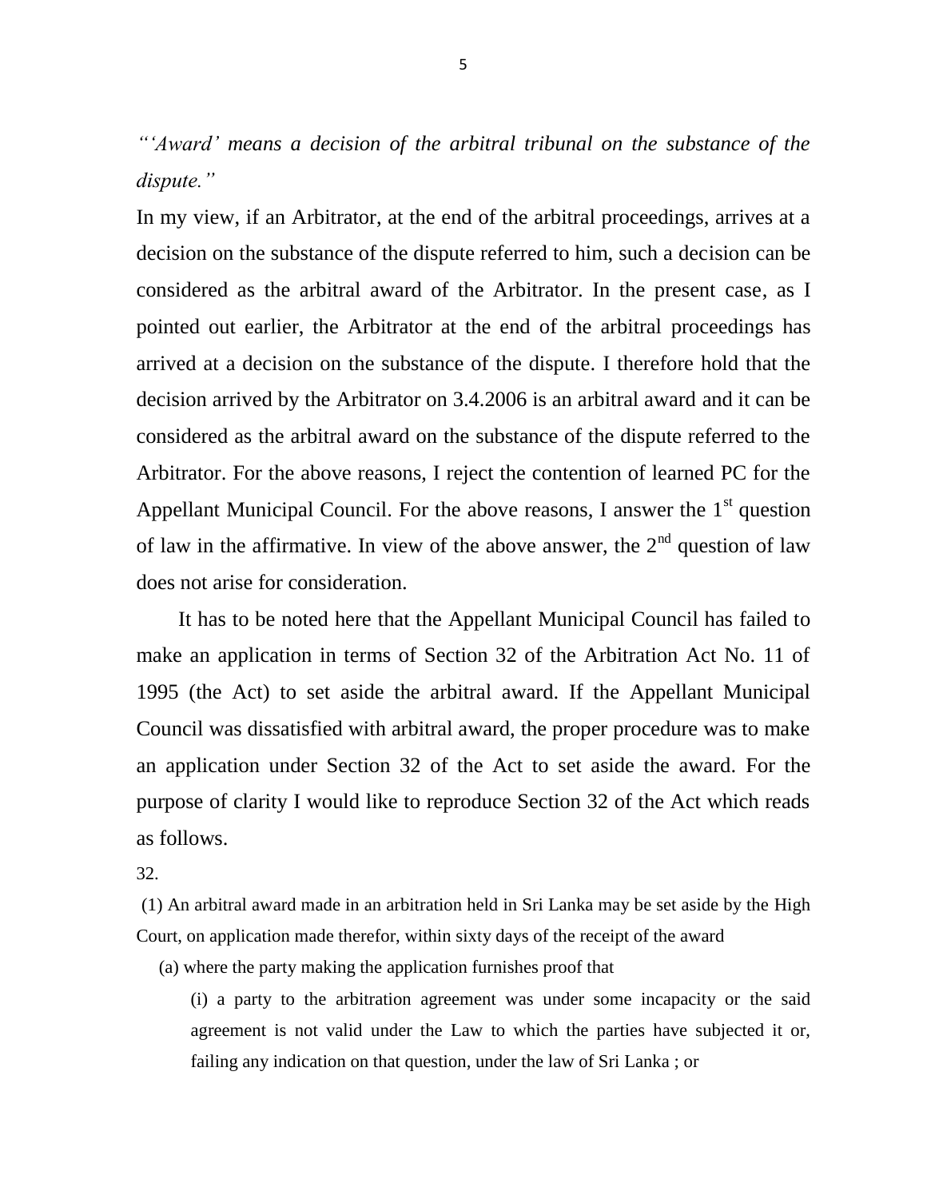*"'Award' means a decision of the arbitral tribunal on the substance of the dispute."*

In my view, if an Arbitrator, at the end of the arbitral proceedings, arrives at a decision on the substance of the dispute referred to him, such a decision can be considered as the arbitral award of the Arbitrator. In the present case, as I pointed out earlier, the Arbitrator at the end of the arbitral proceedings has arrived at a decision on the substance of the dispute. I therefore hold that the decision arrived by the Arbitrator on 3.4.2006 is an arbitral award and it can be considered as the arbitral award on the substance of the dispute referred to the Arbitrator. For the above reasons, I reject the contention of learned PC for the Appellant Municipal Council. For the above reasons, I answer the 1st question of law in the affirmative. In view of the above answer, the 2nd question of law does not arise for consideration.

It has to be noted here that the Appellant Municipal Council has failed to make an application in terms of Section 32 of the Arbitration Act No. 11 of 1995 (the Act) to set aside the arbitral award. If the Appellant Municipal Council was dissatisfied with arbitral award, the proper procedure was to make an application under Section 32 of the Act to set aside the award. For the purpose of clarity I would like to reproduce Section 32 of the Act which reads as follows.

32.

(1) An arbitral award made in an arbitration held in Sri Lanka may be set aside by the High Court, on application made therefor, within sixty days of the receipt of the award

(a) where the party making the application furnishes proof that

(i) a party to the arbitration agreement was under some incapacity or the said agreement is not valid under the Law to which the parties have subjected it or, failing any indication on that question, under the law of Sri Lanka ; or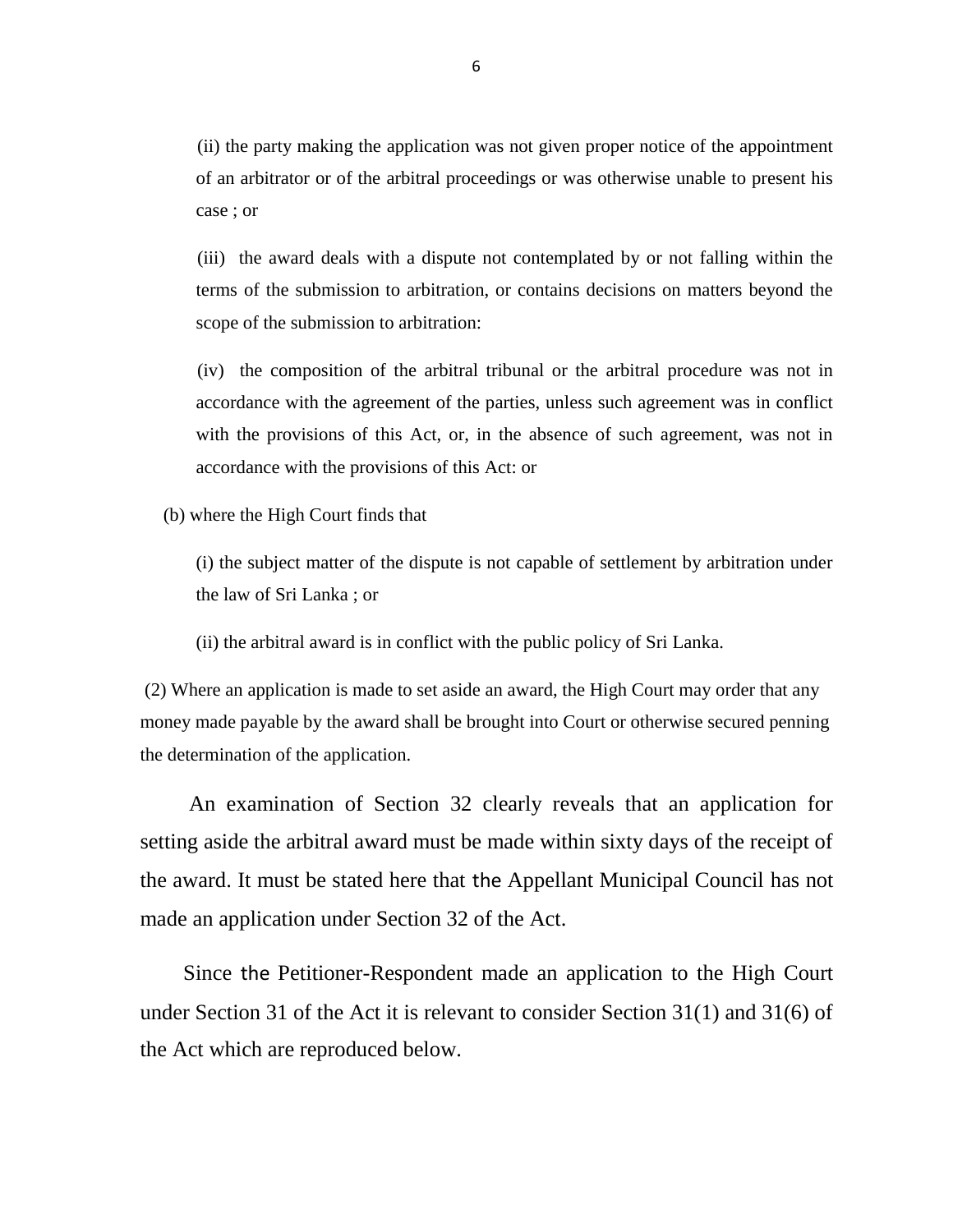(ii) the party making the application was not given proper notice of the appointment of an arbitrator or of the arbitral proceedings or was otherwise unable to present his case ; or

(iii) the award deals with a dispute not contemplated by or not falling within the terms of the submission to arbitration, or contains decisions on matters beyond the scope of the submission to arbitration:

(iv) the composition of the arbitral tribunal or the arbitral procedure was not in accordance with the agreement of the parties, unless such agreement was in conflict with the provisions of this Act, or, in the absence of such agreement, was not in accordance with the provisions of this Act: or

(b) where the High Court finds that

(i) the subject matter of the dispute is not capable of settlement by arbitration under the law of Sri Lanka ; or

(ii) the arbitral award is in conflict with the public policy of Sri Lanka.

(2) Where an application is made to set aside an award, the High Court may order that any money made payable by the award shall be brought into Court or otherwise secured penning the determination of the application.

An examination of Section 32 clearly reveals that an application for setting aside the arbitral award must be made within sixty days of the receipt of the award. It must be stated here that the Appellant Municipal Council has not made an application under Section 32 of the Act.

Since the Petitioner-Respondent made an application to the High Court under Section 31 of the Act it is relevant to consider Section 31(1) and 31(6) of the Act which are reproduced below.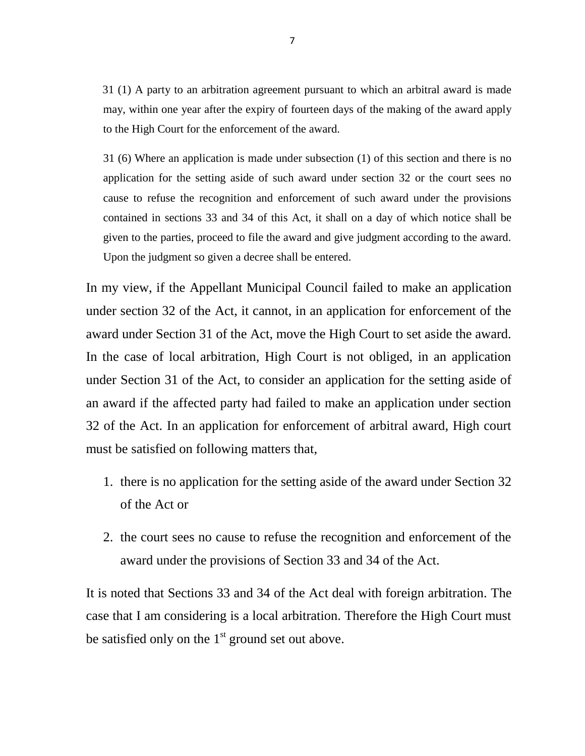> 31 (1) A party to an arbitration agreement pursuant to which an arbitral award is made may, within one year after the expiry of fourteen days of the making of the award apply to the High Court for the enforcement of the award.
>
> 31 (6) Where an application is made under subsection (1) of this section and there is no application for the setting aside of such award under section 32 or the court sees no cause to refuse the recognition and enforcement of such award under the provisions contained in sections 33 and 34 of this Act, it shall on a day of which notice shall be given to the parties, proceed to file the award and give judgment according to the award. Upon the judgment so given a decree shall be entered.

In my view, if the Appellant Municipal Council failed to make an application under section 32 of the Act, it cannot, in an application for enforcement of the award under Section 31 of the Act, move the High Court to set aside the award. In the case of local arbitration, High Court is not obliged, in an application under Section 31 of the Act, to consider an application for the setting aside of an award if the affected party had failed to make an application under section 32 of the Act. In an application for enforcement of arbitral award, High court must be satisfied on following matters that,

1. there is no application for the setting aside of the award under Section 32 of the Act or

2. the court sees no cause to refuse the recognition and enforcement of the award under the provisions of Section 33 and 34 of the Act.

It is noted that Sections 33 and 34 of the Act deal with foreign arbitration. The case that I am considering is a local arbitration. Therefore the High Court must be satisfied only on the 1st ground set out above.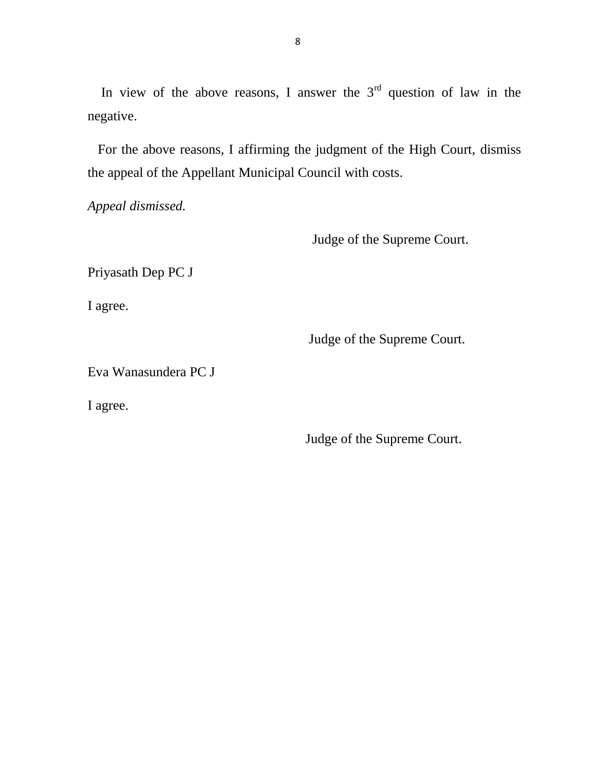In view of the above reasons, I answer the 3rd question of law in the negative.

For the above reasons, I affirming the judgment of the High Court, dismiss the appeal of the Appellant Municipal Council with costs.

*Appeal dismissed.*

Judge of the Supreme Court.

Priyasath Dep PC J

I agree.

Judge of the Supreme Court.

Eva Wanasundera PC J

I agree.

Judge of the Supreme Court.